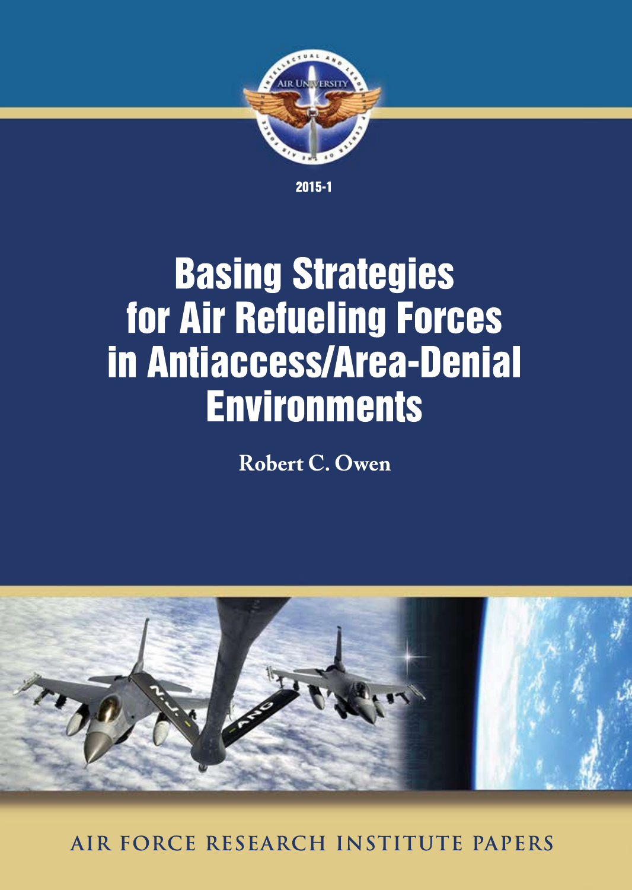2015-1

# Basing Strategies for Air Refueling Forces in Antiaccess/Area-Denial Environments

Robert C. Owen

AIR FORCE RESEARCH INSTITUTE PAPERS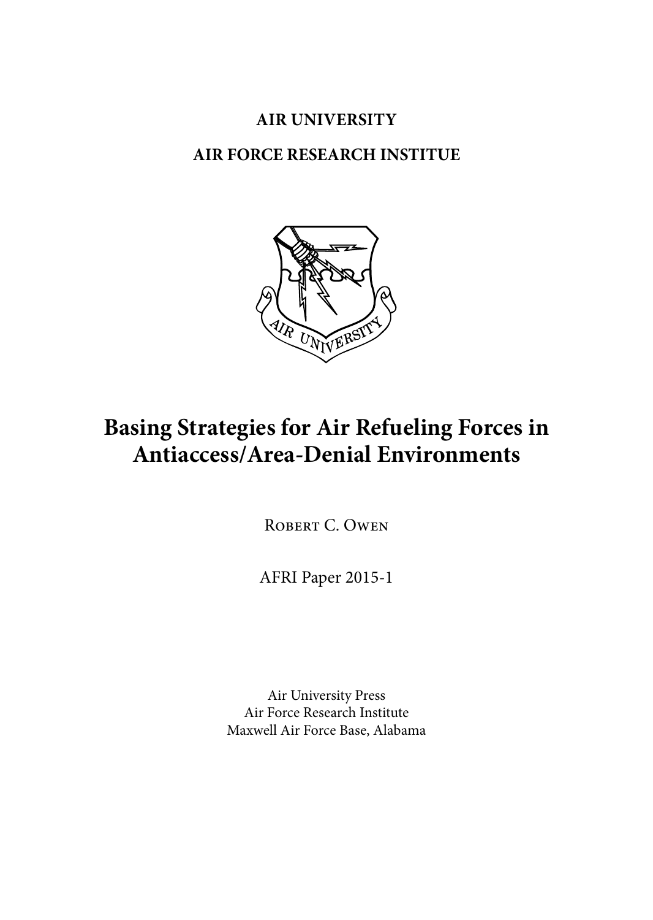**AIR UNIVERSITY**

**AIR FORCE RESEARCH INSTITUE**

# Basing Strategies for Air Refueling Forces in Antiaccess/Area-Denial Environments

Robert C. Owen

AFRI Paper 2015-1

Air University Press
Air Force Research Institute
Maxwell Air Force Base, Alabama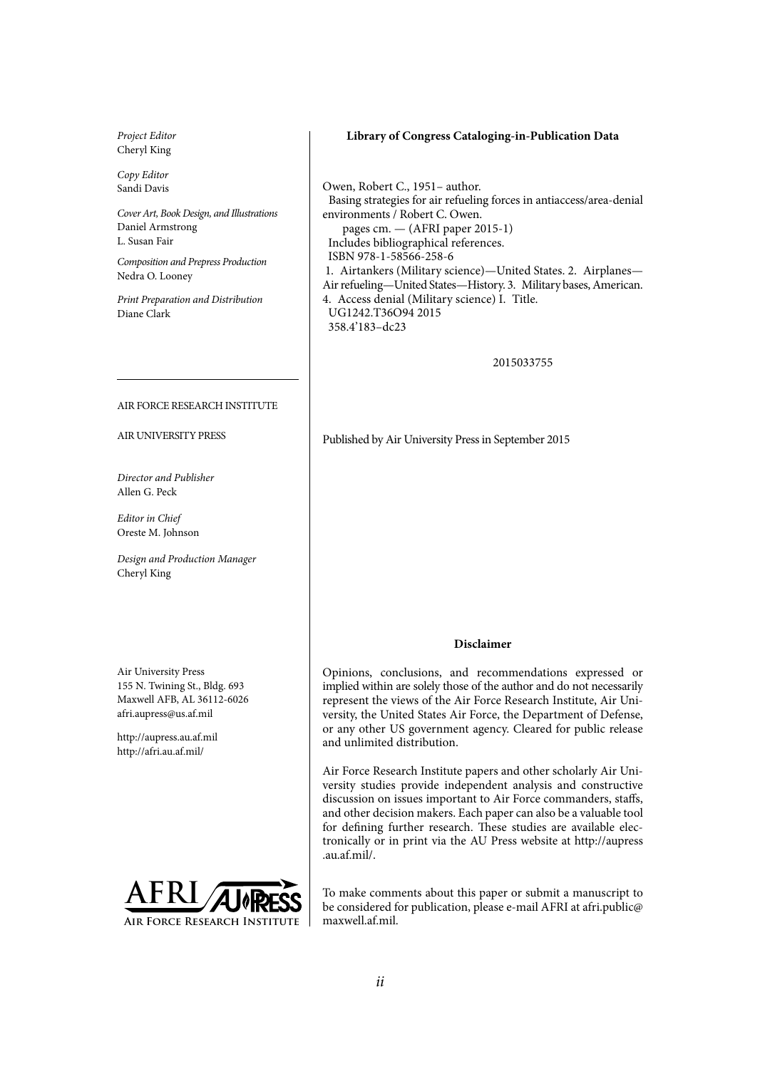*Project Editor*
Cheryl King

*Copy Editor*
Sandi Davis

*Cover Art, Book Design, and Illustrations*
Daniel Armstrong
L. Susan Fair

*Composition and Prepress Production*
Nedra O. Looney

*Print Preparation and Distribution*
Diane Clark

---

AIR FORCE RESEARCH INSTITUTE

AIR UNIVERSITY PRESS

*Director and Publisher*
Allen G. Peck

*Editor in Chief*
Oreste M. Johnson

*Design and Production Manager*
Cheryl King

Air University Press
155 N. Twining St., Bldg. 693
Maxwell AFB, AL 36112-6026
afri.aupress@us.af.mil

http://aupress.au.af.mil
http://afri.au.af.mil/

AFRI AU PRESS
AIR FORCE RESEARCH INSTITUTE

**Library of Congress Cataloging-in-Publication Data**

Owen, Robert C., 1951– author.
Basing strategies for air refueling forces in antiaccess/area-denial environments / Robert C. Owen.
pages cm. — (AFRI paper 2015-1)
Includes bibliographical references.
ISBN 978-1-58566-258-6
1. Airtankers (Military science)—United States. 2. Airplanes—Air refueling—United States—History. 3. Military bases, American. 4. Access denial (Military science) I. Title.
UG1242.T36O94 2015
358.4'183–dc23

2015033755

Published by Air University Press in September 2015

**Disclaimer**

Opinions, conclusions, and recommendations expressed or implied within are solely those of the author and do not necessarily represent the views of the Air Force Research Institute, Air University, the United States Air Force, the Department of Defense, or any other US government agency. Cleared for public release and unlimited distribution.

Air Force Research Institute papers and other scholarly Air University studies provide independent analysis and constructive discussion on issues important to Air Force commanders, staffs, and other decision makers. Each paper can also be a valuable tool for defining further research. These studies are available electronically or in print via the AU Press website at http://aupress.au.af.mil/.

To make comments about this paper or submit a manuscript to be considered for publication, please e-mail AFRI at afri.public@maxwell.af.mil.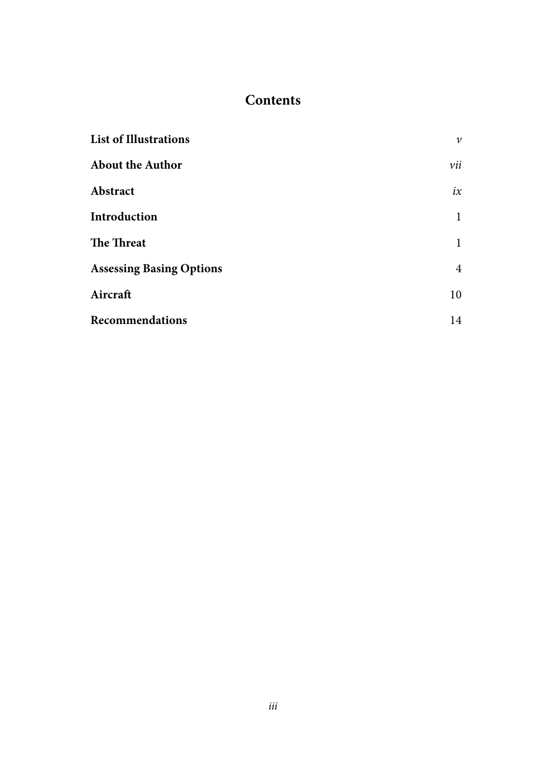# Contents

| | |
|---|---|
| **List of Illustrations** | *v* |
| **About the Author** | *vii* |
| **Abstract** | *ix* |
| **Introduction** | 1 |
| **The Threat** | 1 |
| **Assessing Basing Options** | 4 |
| **Aircraft** | 10 |
| **Recommendations** | 14 |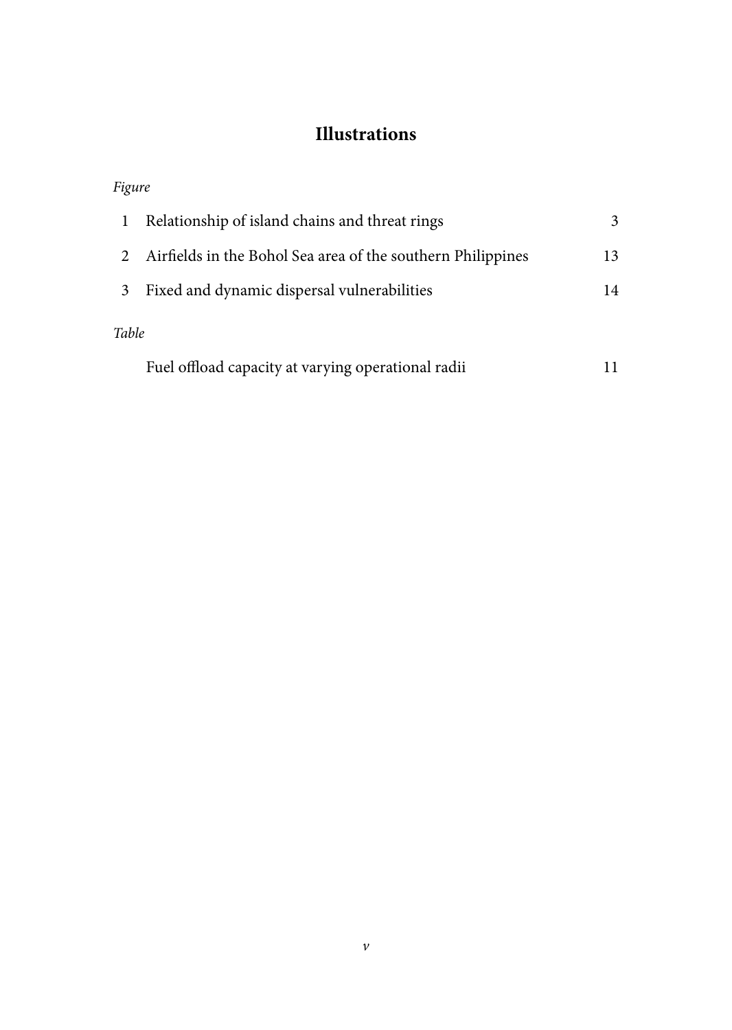# Illustrations

*Figure*

| | | |
|---|---|---|
| 1 | Relationship of island chains and threat rings | 3 |
| 2 | Airfields in the Bohol Sea area of the southern Philippines | 13 |
| 3 | Fixed and dynamic dispersal vulnerabilities | 14 |

*Table*

| | |
|---|---|
| Fuel offload capacity at varying operational radii | 11 |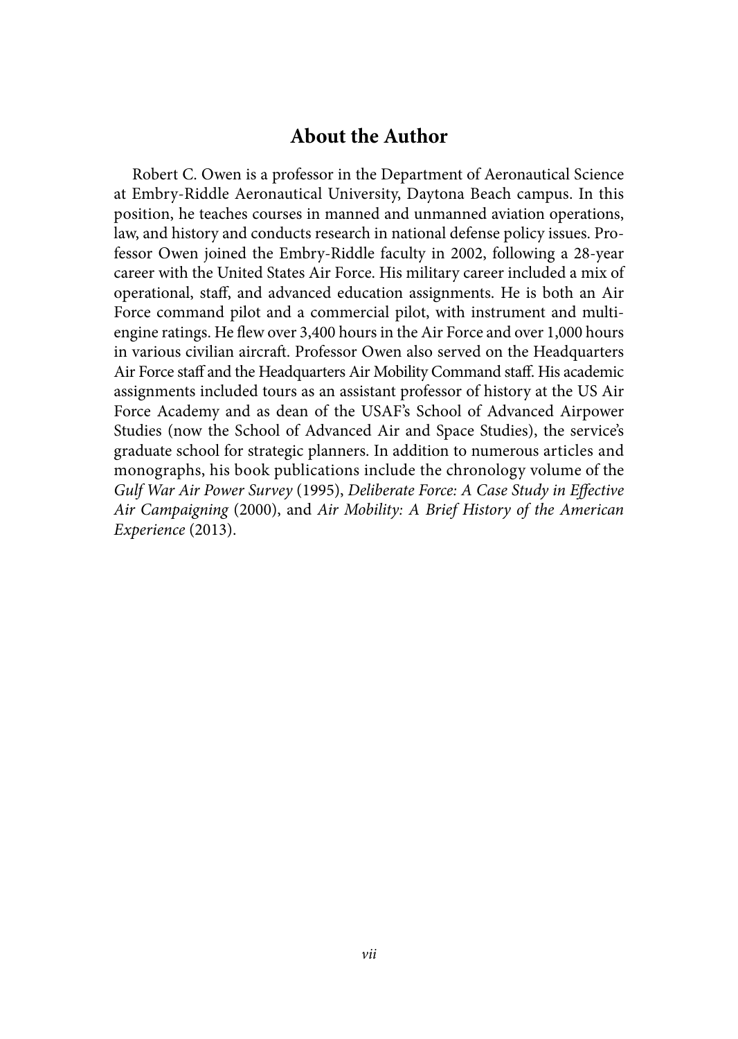## About the Author

Robert C. Owen is a professor in the Department of Aeronautical Science at Embry-Riddle Aeronautical University, Daytona Beach campus. In this position, he teaches courses in manned and unmanned aviation operations, law, and history and conducts research in national defense policy issues. Professor Owen joined the Embry-Riddle faculty in 2002, following a 28-year career with the United States Air Force. His military career included a mix of operational, staff, and advanced education assignments. He is both an Air Force command pilot and a commercial pilot, with instrument and multi-engine ratings. He flew over 3,400 hours in the Air Force and over 1,000 hours in various civilian aircraft. Professor Owen also served on the Headquarters Air Force staff and the Headquarters Air Mobility Command staff. His academic assignments included tours as an assistant professor of history at the US Air Force Academy and as dean of the USAF's School of Advanced Airpower Studies (now the School of Advanced Air and Space Studies), the service's graduate school for strategic planners. In addition to numerous articles and monographs, his book publications include the chronology volume of the *Gulf War Air Power Survey* (1995), *Deliberate Force: A Case Study in Effective Air Campaigning* (2000), and *Air Mobility: A Brief History of the American Experience* (2013).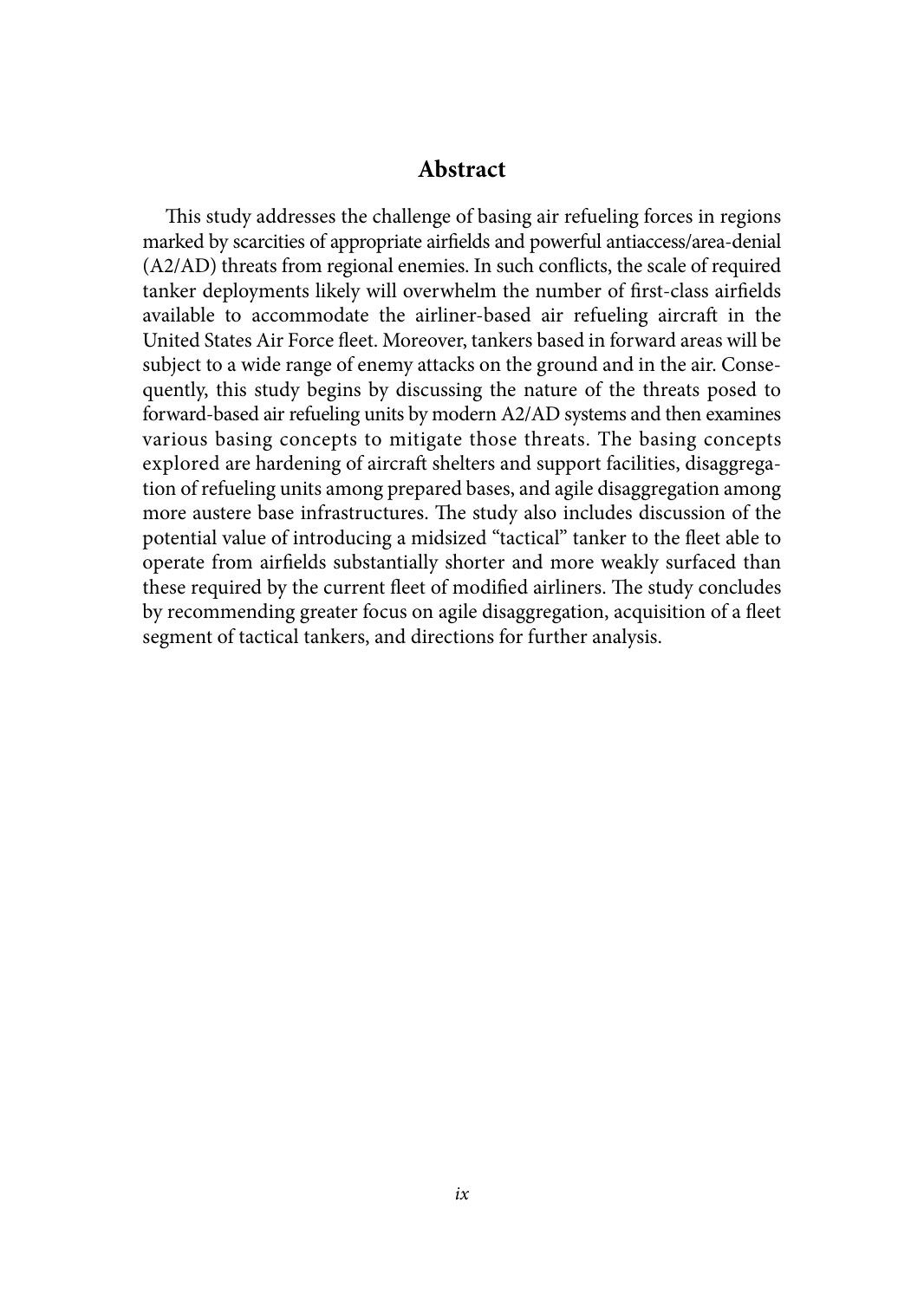## Abstract

This study addresses the challenge of basing air refueling forces in regions marked by scarcities of appropriate airfields and powerful antiaccess/area-denial (A2/AD) threats from regional enemies. In such conflicts, the scale of required tanker deployments likely will overwhelm the number of first-class airfields available to accommodate the airliner-based air refueling aircraft in the United States Air Force fleet. Moreover, tankers based in forward areas will be subject to a wide range of enemy attacks on the ground and in the air. Consequently, this study begins by discussing the nature of the threats posed to forward-based air refueling units by modern A2/AD systems and then examines various basing concepts to mitigate those threats. The basing concepts explored are hardening of aircraft shelters and support facilities, disaggregation of refueling units among prepared bases, and agile disaggregation among more austere base infrastructures. The study also includes discussion of the potential value of introducing a midsized "tactical" tanker to the fleet able to operate from airfields substantially shorter and more weakly surfaced than these required by the current fleet of modified airliners. The study concludes by recommending greater focus on agile disaggregation, acquisition of a fleet segment of tactical tankers, and directions for further analysis.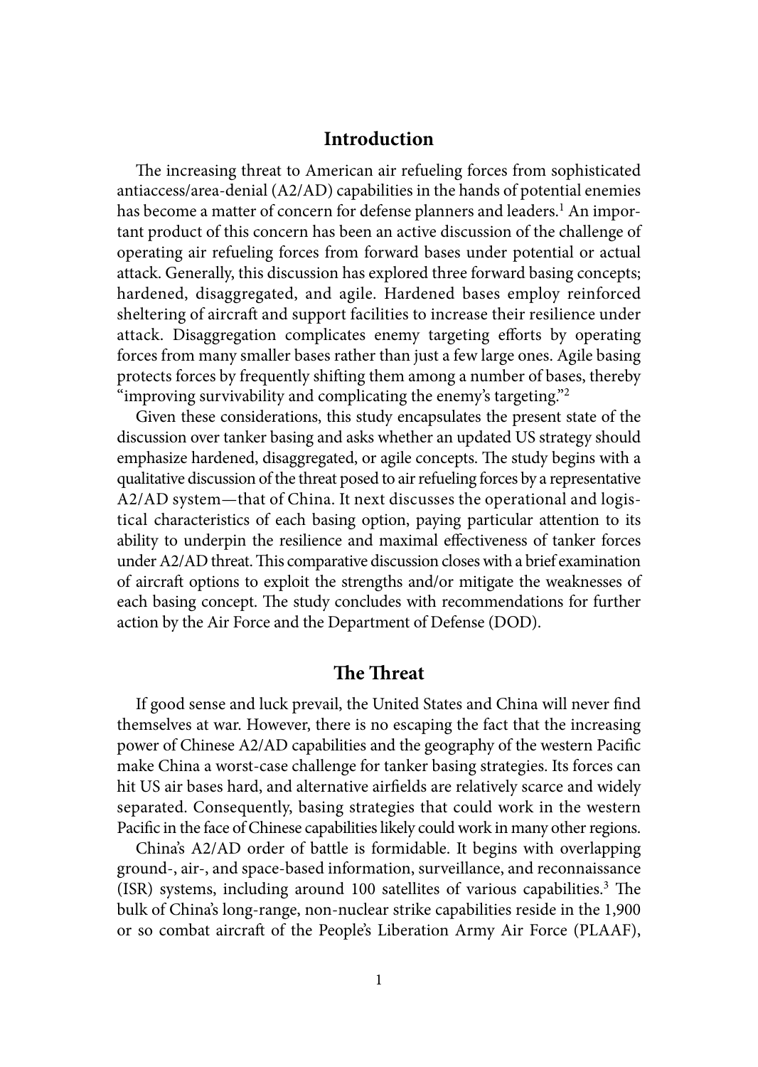## Introduction

The increasing threat to American air refueling forces from sophisticated antiaccess/area-denial (A2/AD) capabilities in the hands of potential enemies has become a matter of concern for defense planners and leaders.[1] An important product of this concern has been an active discussion of the challenge of operating air refueling forces from forward bases under potential or actual attack. Generally, this discussion has explored three forward basing concepts; hardened, disaggregated, and agile. Hardened bases employ reinforced sheltering of aircraft and support facilities to increase their resilience under attack. Disaggregation complicates enemy targeting efforts by operating forces from many smaller bases rather than just a few large ones. Agile basing protects forces by frequently shifting them among a number of bases, thereby "improving survivability and complicating the enemy's targeting."[2]

Given these considerations, this study encapsulates the present state of the discussion over tanker basing and asks whether an updated US strategy should emphasize hardened, disaggregated, or agile concepts. The study begins with a qualitative discussion of the threat posed to air refueling forces by a representative A2/AD system—that of China. It next discusses the operational and logistical characteristics of each basing option, paying particular attention to its ability to underpin the resilience and maximal effectiveness of tanker forces under A2/AD threat. This comparative discussion closes with a brief examination of aircraft options to exploit the strengths and/or mitigate the weaknesses of each basing concept. The study concludes with recommendations for further action by the Air Force and the Department of Defense (DOD).

## The Threat

If good sense and luck prevail, the United States and China will never find themselves at war. However, there is no escaping the fact that the increasing power of Chinese A2/AD capabilities and the geography of the western Pacific make China a worst-case challenge for tanker basing strategies. Its forces can hit US air bases hard, and alternative airfields are relatively scarce and widely separated. Consequently, basing strategies that could work in the western Pacific in the face of Chinese capabilities likely could work in many other regions.

China's A2/AD order of battle is formidable. It begins with overlapping ground-, air-, and space-based information, surveillance, and reconnaissance (ISR) systems, including around 100 satellites of various capabilities.[3] The bulk of China's long-range, non-nuclear strike capabilities reside in the 1,900 or so combat aircraft of the People's Liberation Army Air Force (PLAAF),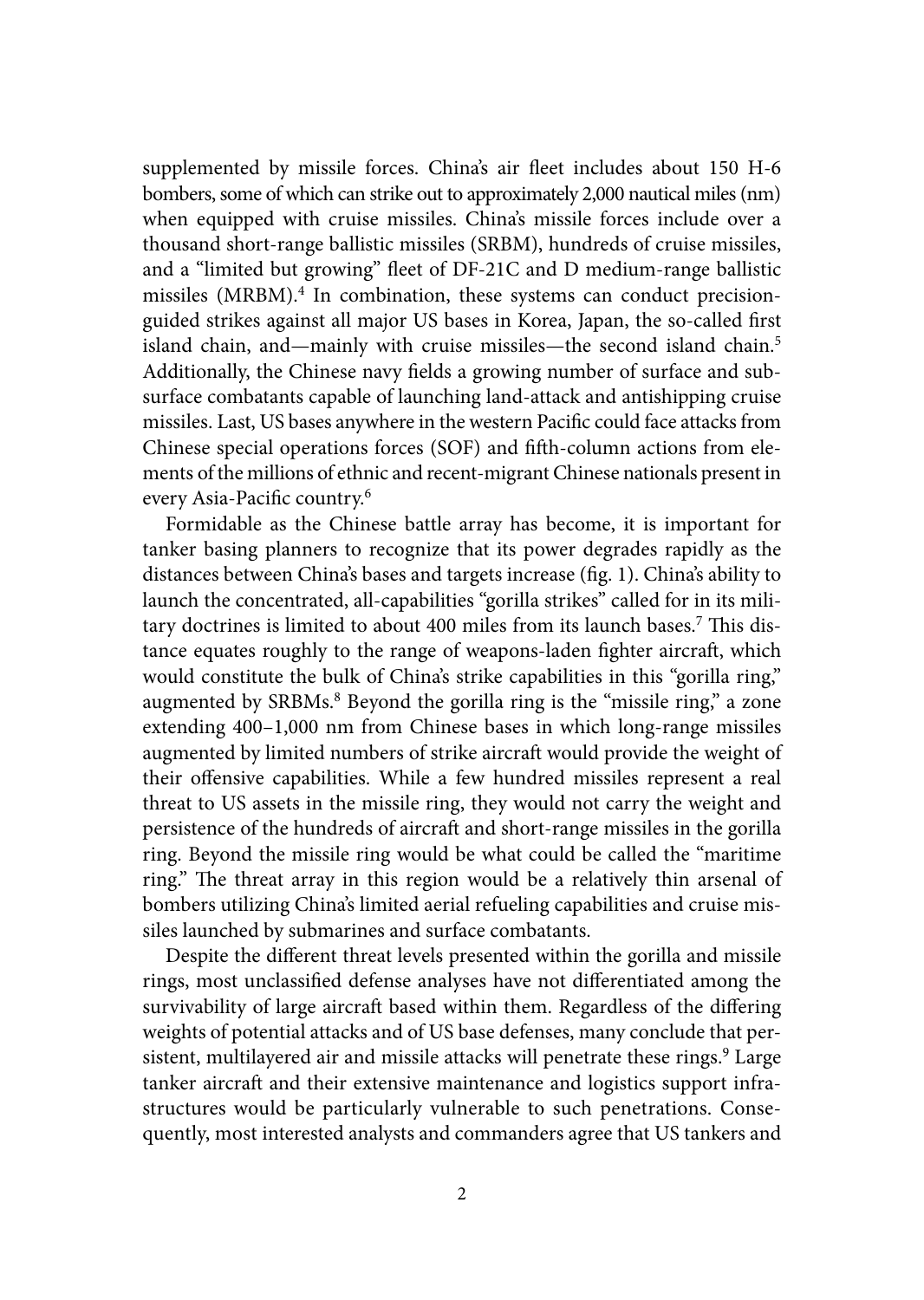supplemented by missile forces. China's air fleet includes about 150 H-6 bombers, some of which can strike out to approximately 2,000 nautical miles (nm) when equipped with cruise missiles. China's missile forces include over a thousand short-range ballistic missiles (SRBM), hundreds of cruise missiles, and a "limited but growing" fleet of DF-21C and D medium-range ballistic missiles (MRBM).[4] In combination, these systems can conduct precision-guided strikes against all major US bases in Korea, Japan, the so-called first island chain, and—mainly with cruise missiles—the second island chain.[5] Additionally, the Chinese navy fields a growing number of surface and subsurface combatants capable of launching land-attack and antishipping cruise missiles. Last, US bases anywhere in the western Pacific could face attacks from Chinese special operations forces (SOF) and fifth-column actions from elements of the millions of ethnic and recent-migrant Chinese nationals present in every Asia-Pacific country.[6]

Formidable as the Chinese battle array has become, it is important for tanker basing planners to recognize that its power degrades rapidly as the distances between China's bases and targets increase (fig. 1). China's ability to launch the concentrated, all-capabilities "gorilla strikes" called for in its military doctrines is limited to about 400 miles from its launch bases.[7] This distance equates roughly to the range of weapons-laden fighter aircraft, which would constitute the bulk of China's strike capabilities in this "gorilla ring," augmented by SRBMs.[8] Beyond the gorilla ring is the "missile ring," a zone extending 400–1,000 nm from Chinese bases in which long-range missiles augmented by limited numbers of strike aircraft would provide the weight of their offensive capabilities. While a few hundred missiles represent a real threat to US assets in the missile ring, they would not carry the weight and persistence of the hundreds of aircraft and short-range missiles in the gorilla ring. Beyond the missile ring would be what could be called the "maritime ring." The threat array in this region would be a relatively thin arsenal of bombers utilizing China's limited aerial refueling capabilities and cruise missiles launched by submarines and surface combatants.

Despite the different threat levels presented within the gorilla and missile rings, most unclassified defense analyses have not differentiated among the survivability of large aircraft based within them. Regardless of the differing weights of potential attacks and of US base defenses, many conclude that persistent, multilayered air and missile attacks will penetrate these rings.[9] Large tanker aircraft and their extensive maintenance and logistics support infrastructures would be particularly vulnerable to such penetrations. Consequently, most interested analysts and commanders agree that US tankers and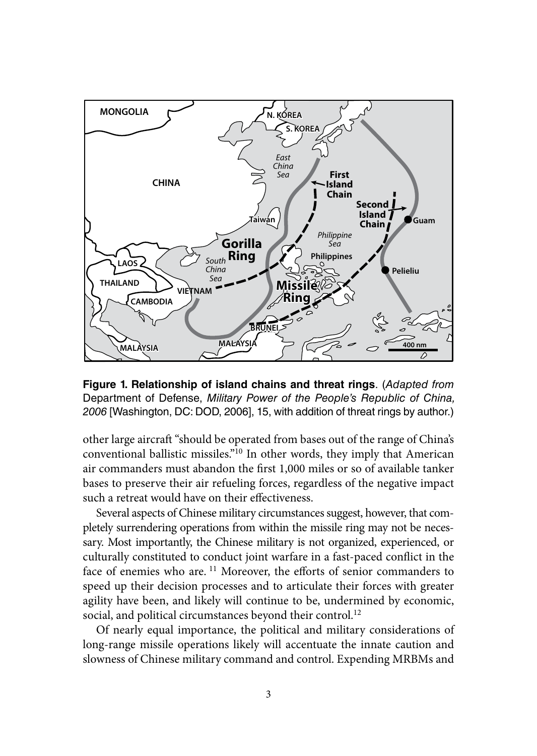**Figure 1. Relationship of island chains and threat rings**. (*Adapted from* Department of Defense, *Military Power of the People's Republic of China, 2006* [Washington, DC: DOD, 2006], 15, with addition of threat rings by author.)

other large aircraft "should be operated from bases out of the range of China's conventional ballistic missiles."[10] In other words, they imply that American air commanders must abandon the first 1,000 miles or so of available tanker bases to preserve their air refueling forces, regardless of the negative impact such a retreat would have on their effectiveness.

Several aspects of Chinese military circumstances suggest, however, that completely surrendering operations from within the missile ring may not be necessary. Most importantly, the Chinese military is not organized, experienced, or culturally constituted to conduct joint warfare in a fast-paced conflict in the face of enemies who are.[11] Moreover, the efforts of senior commanders to speed up their decision processes and to articulate their forces with greater agility have been, and likely will continue to be, undermined by economic, social, and political circumstances beyond their control.[12]

Of nearly equal importance, the political and military considerations of long-range missile operations likely will accentuate the innate caution and slowness of Chinese military command and control. Expending MRBMs and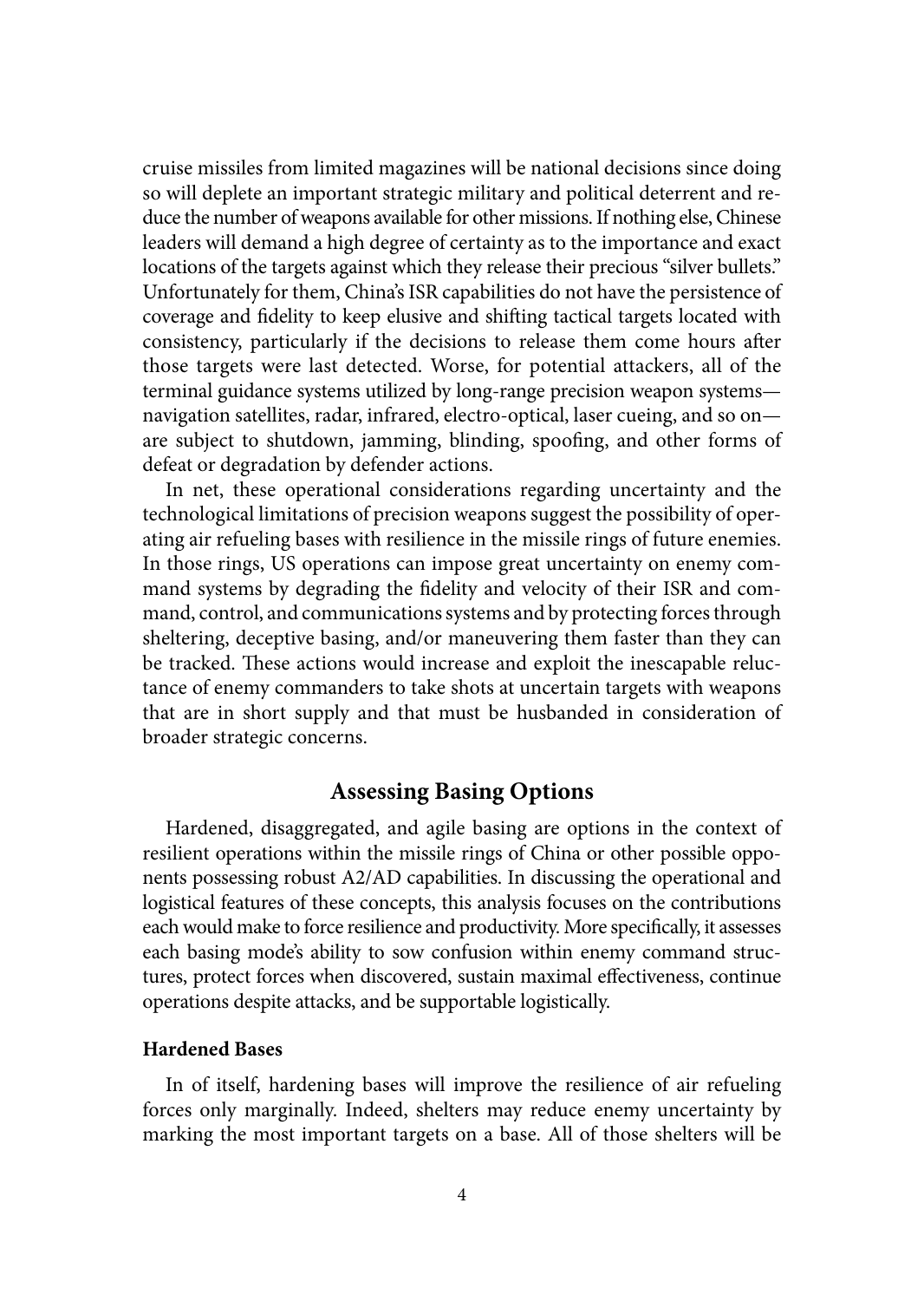cruise missiles from limited magazines will be national decisions since doing so will deplete an important strategic military and political deterrent and reduce the number of weapons available for other missions. If nothing else, Chinese leaders will demand a high degree of certainty as to the importance and exact locations of the targets against which they release their precious "silver bullets." Unfortunately for them, China's ISR capabilities do not have the persistence of coverage and fidelity to keep elusive and shifting tactical targets located with consistency, particularly if the decisions to release them come hours after those targets were last detected. Worse, for potential attackers, all of the terminal guidance systems utilized by long-range precision weapon systems—navigation satellites, radar, infrared, electro-optical, laser cueing, and so on—are subject to shutdown, jamming, blinding, spoofing, and other forms of defeat or degradation by defender actions.

In net, these operational considerations regarding uncertainty and the technological limitations of precision weapons suggest the possibility of operating air refueling bases with resilience in the missile rings of future enemies. In those rings, US operations can impose great uncertainty on enemy command systems by degrading the fidelity and velocity of their ISR and command, control, and communications systems and by protecting forces through sheltering, deceptive basing, and/or maneuvering them faster than they can be tracked. These actions would increase and exploit the inescapable reluctance of enemy commanders to take shots at uncertain targets with weapons that are in short supply and that must be husbanded in consideration of broader strategic concerns.

## Assessing Basing Options

Hardened, disaggregated, and agile basing are options in the context of resilient operations within the missile rings of China or other possible opponents possessing robust A2/AD capabilities. In discussing the operational and logistical features of these concepts, this analysis focuses on the contributions each would make to force resilience and productivity. More specifically, it assesses each basing mode's ability to sow confusion within enemy command structures, protect forces when discovered, sustain maximal effectiveness, continue operations despite attacks, and be supportable logistically.

### Hardened Bases

In of itself, hardening bases will improve the resilience of air refueling forces only marginally. Indeed, shelters may reduce enemy uncertainty by marking the most important targets on a base. All of those shelters will be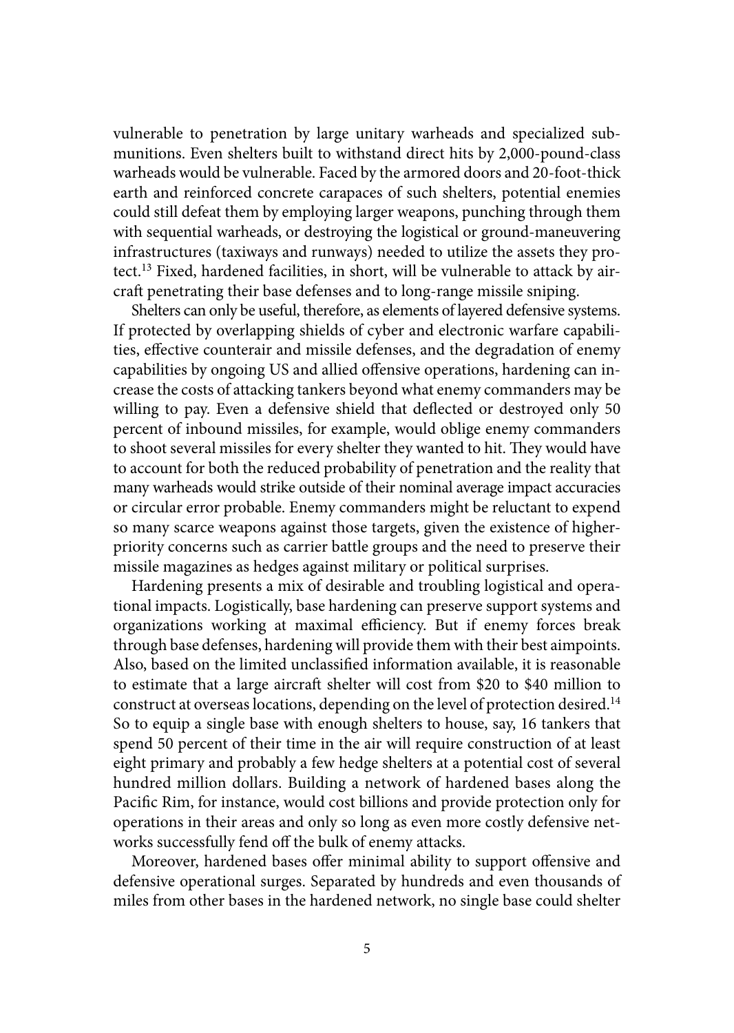vulnerable to penetration by large unitary warheads and specialized submunitions. Even shelters built to withstand direct hits by 2,000-pound-class warheads would be vulnerable. Faced by the armored doors and 20-foot-thick earth and reinforced concrete carapaces of such shelters, potential enemies could still defeat them by employing larger weapons, punching through them with sequential warheads, or destroying the logistical or ground-maneuvering infrastructures (taxiways and runways) needed to utilize the assets they protect.[13] Fixed, hardened facilities, in short, will be vulnerable to attack by aircraft penetrating their base defenses and to long-range missile sniping.

Shelters can only be useful, therefore, as elements of layered defensive systems. If protected by overlapping shields of cyber and electronic warfare capabilities, effective counterair and missile defenses, and the degradation of enemy capabilities by ongoing US and allied offensive operations, hardening can increase the costs of attacking tankers beyond what enemy commanders may be willing to pay. Even a defensive shield that deflected or destroyed only 50 percent of inbound missiles, for example, would oblige enemy commanders to shoot several missiles for every shelter they wanted to hit. They would have to account for both the reduced probability of penetration and the reality that many warheads would strike outside of their nominal average impact accuracies or circular error probable. Enemy commanders might be reluctant to expend so many scarce weapons against those targets, given the existence of higher-priority concerns such as carrier battle groups and the need to preserve their missile magazines as hedges against military or political surprises.

Hardening presents a mix of desirable and troubling logistical and operational impacts. Logistically, base hardening can preserve support systems and organizations working at maximal efficiency. But if enemy forces break through base defenses, hardening will provide them with their best aimpoints. Also, based on the limited unclassified information available, it is reasonable to estimate that a large aircraft shelter will cost from $20 to $40 million to construct at overseas locations, depending on the level of protection desired.[14] So to equip a single base with enough shelters to house, say, 16 tankers that spend 50 percent of their time in the air will require construction of at least eight primary and probably a few hedge shelters at a potential cost of several hundred million dollars. Building a network of hardened bases along the Pacific Rim, for instance, would cost billions and provide protection only for operations in their areas and only so long as even more costly defensive networks successfully fend off the bulk of enemy attacks.

Moreover, hardened bases offer minimal ability to support offensive and defensive operational surges. Separated by hundreds and even thousands of miles from other bases in the hardened network, no single base could shelter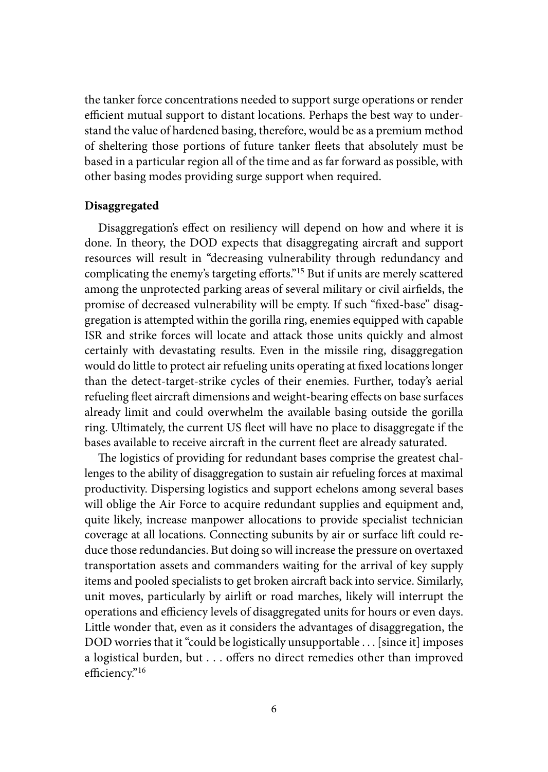the tanker force concentrations needed to support surge operations or render efficient mutual support to distant locations. Perhaps the best way to understand the value of hardened basing, therefore, would be as a premium method of sheltering those portions of future tanker fleets that absolutely must be based in a particular region all of the time and as far forward as possible, with other basing modes providing surge support when required.

**Disaggregated**

Disaggregation's effect on resiliency will depend on how and where it is done. In theory, the DOD expects that disaggregating aircraft and support resources will result in "decreasing vulnerability through redundancy and complicating the enemy's targeting efforts."[15] But if units are merely scattered among the unprotected parking areas of several military or civil airfields, the promise of decreased vulnerability will be empty. If such "fixed-base" disaggregation is attempted within the gorilla ring, enemies equipped with capable ISR and strike forces will locate and attack those units quickly and almost certainly with devastating results. Even in the missile ring, disaggregation would do little to protect air refueling units operating at fixed locations longer than the detect-target-strike cycles of their enemies. Further, today's aerial refueling fleet aircraft dimensions and weight-bearing effects on base surfaces already limit and could overwhelm the available basing outside the gorilla ring. Ultimately, the current US fleet will have no place to disaggregate if the bases available to receive aircraft in the current fleet are already saturated.

The logistics of providing for redundant bases comprise the greatest challenges to the ability of disaggregation to sustain air refueling forces at maximal productivity. Dispersing logistics and support echelons among several bases will oblige the Air Force to acquire redundant supplies and equipment and, quite likely, increase manpower allocations to provide specialist technician coverage at all locations. Connecting subunits by air or surface lift could reduce those redundancies. But doing so will increase the pressure on overtaxed transportation assets and commanders waiting for the arrival of key supply items and pooled specialists to get broken aircraft back into service. Similarly, unit moves, particularly by airlift or road marches, likely will interrupt the operations and efficiency levels of disaggregated units for hours or even days. Little wonder that, even as it considers the advantages of disaggregation, the DOD worries that it "could be logistically unsupportable . . . [since it] imposes a logistical burden, but . . . offers no direct remedies other than improved efficiency."[16]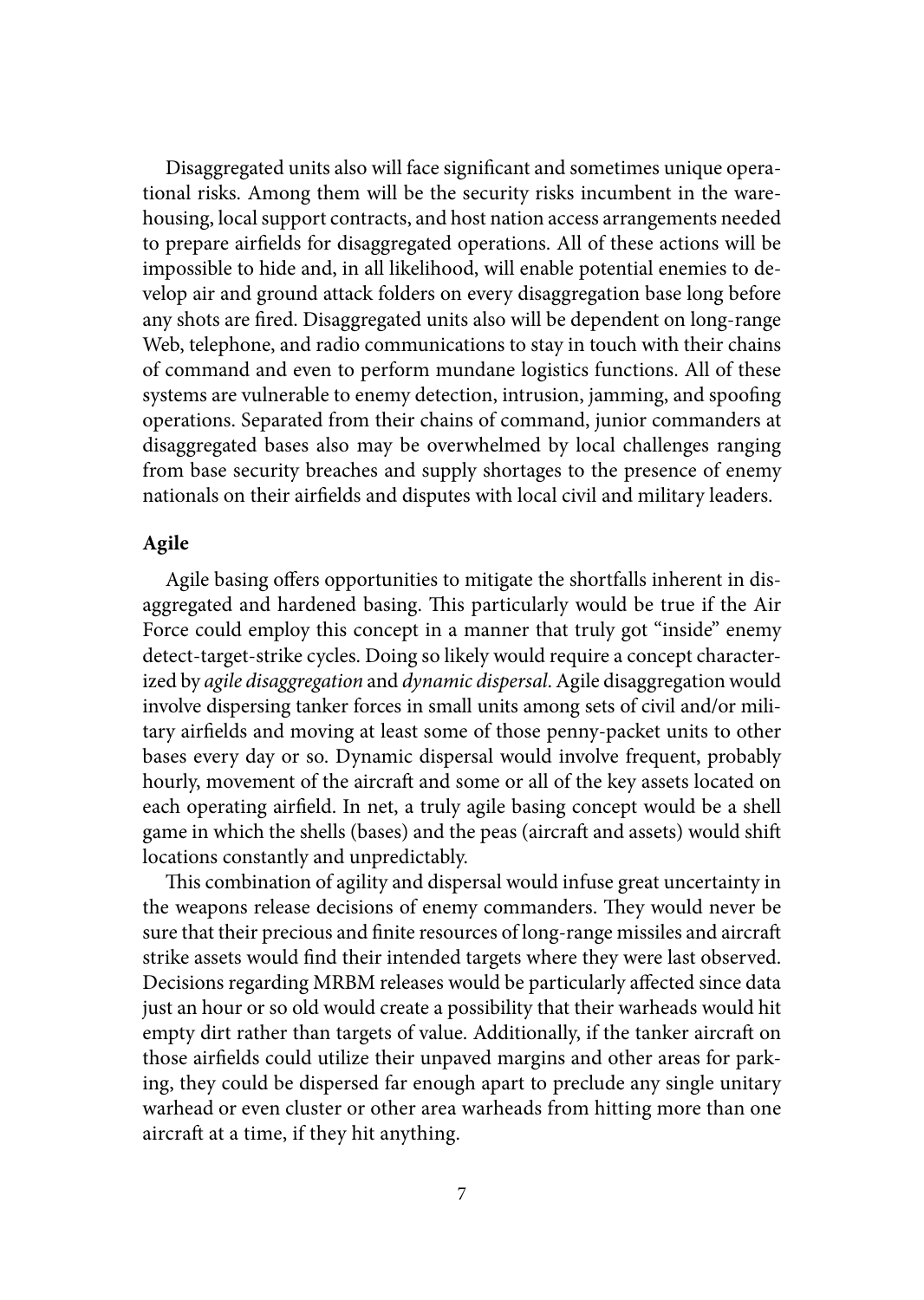Disaggregated units also will face significant and sometimes unique operational risks. Among them will be the security risks incumbent in the warehousing, local support contracts, and host nation access arrangements needed to prepare airfields for disaggregated operations. All of these actions will be impossible to hide and, in all likelihood, will enable potential enemies to develop air and ground attack folders on every disaggregation base long before any shots are fired. Disaggregated units also will be dependent on long-range Web, telephone, and radio communications to stay in touch with their chains of command and even to perform mundane logistics functions. All of these systems are vulnerable to enemy detection, intrusion, jamming, and spoofing operations. Separated from their chains of command, junior commanders at disaggregated bases also may be overwhelmed by local challenges ranging from base security breaches and supply shortages to the presence of enemy nationals on their airfields and disputes with local civil and military leaders.

**Agile**

Agile basing offers opportunities to mitigate the shortfalls inherent in disaggregated and hardened basing. This particularly would be true if the Air Force could employ this concept in a manner that truly got "inside" enemy detect-target-strike cycles. Doing so likely would require a concept characterized by *agile disaggregation* and *dynamic dispersal*. Agile disaggregation would involve dispersing tanker forces in small units among sets of civil and/or military airfields and moving at least some of those penny-packet units to other bases every day or so. Dynamic dispersal would involve frequent, probably hourly, movement of the aircraft and some or all of the key assets located on each operating airfield. In net, a truly agile basing concept would be a shell game in which the shells (bases) and the peas (aircraft and assets) would shift locations constantly and unpredictably.

This combination of agility and dispersal would infuse great uncertainty in the weapons release decisions of enemy commanders. They would never be sure that their precious and finite resources of long-range missiles and aircraft strike assets would find their intended targets where they were last observed. Decisions regarding MRBM releases would be particularly affected since data just an hour or so old would create a possibility that their warheads would hit empty dirt rather than targets of value. Additionally, if the tanker aircraft on those airfields could utilize their unpaved margins and other areas for parking, they could be dispersed far enough apart to preclude any single unitary warhead or even cluster or other area warheads from hitting more than one aircraft at a time, if they hit anything.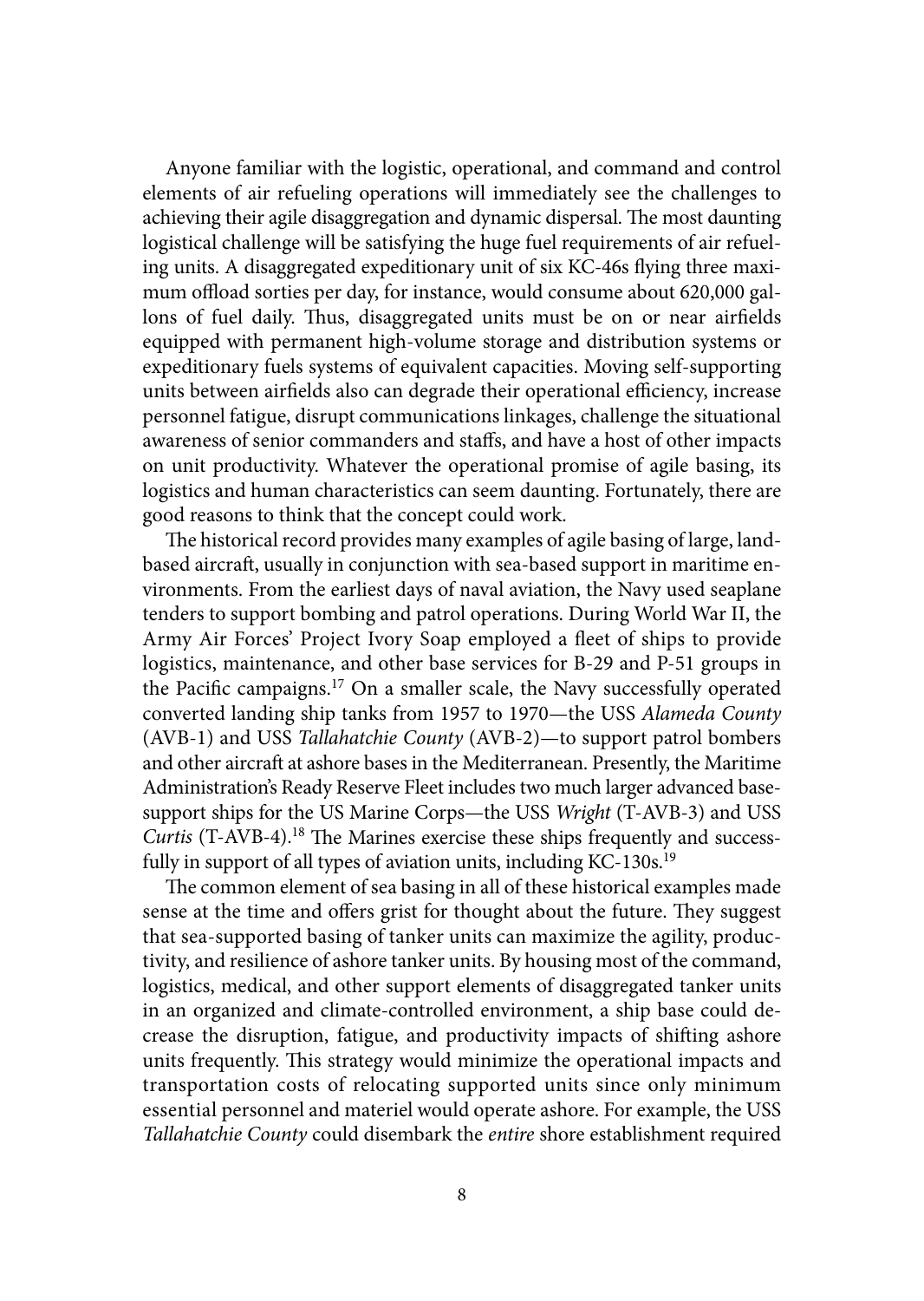Anyone familiar with the logistic, operational, and command and control elements of air refueling operations will immediately see the challenges to achieving their agile disaggregation and dynamic dispersal. The most daunting logistical challenge will be satisfying the huge fuel requirements of air refueling units. A disaggregated expeditionary unit of six KC-46s flying three maximum offload sorties per day, for instance, would consume about 620,000 gallons of fuel daily. Thus, disaggregated units must be on or near airfields equipped with permanent high-volume storage and distribution systems or expeditionary fuels systems of equivalent capacities. Moving self-supporting units between airfields also can degrade their operational efficiency, increase personnel fatigue, disrupt communications linkages, challenge the situational awareness of senior commanders and staffs, and have a host of other impacts on unit productivity. Whatever the operational promise of agile basing, its logistics and human characteristics can seem daunting. Fortunately, there are good reasons to think that the concept could work.

The historical record provides many examples of agile basing of large, land-based aircraft, usually in conjunction with sea-based support in maritime environments. From the earliest days of naval aviation, the Navy used seaplane tenders to support bombing and patrol operations. During World War II, the Army Air Forces' Project Ivory Soap employed a fleet of ships to provide logistics, maintenance, and other base services for B-29 and P-51 groups in the Pacific campaigns.[17] On a smaller scale, the Navy successfully operated converted landing ship tanks from 1957 to 1970—the USS *Alameda County* (AVB-1) and USS *Tallahatchie County* (AVB-2)—to support patrol bombers and other aircraft at ashore bases in the Mediterranean. Presently, the Maritime Administration's Ready Reserve Fleet includes two much larger advanced base-support ships for the US Marine Corps—the USS *Wright* (T-AVB-3) and USS *Curtis* (T-AVB-4).[18] The Marines exercise these ships frequently and successfully in support of all types of aviation units, including KC-130s.[19]

The common element of sea basing in all of these historical examples made sense at the time and offers grist for thought about the future. They suggest that sea-supported basing of tanker units can maximize the agility, productivity, and resilience of ashore tanker units. By housing most of the command, logistics, medical, and other support elements of disaggregated tanker units in an organized and climate-controlled environment, a ship base could decrease the disruption, fatigue, and productivity impacts of shifting ashore units frequently. This strategy would minimize the operational impacts and transportation costs of relocating supported units since only minimum essential personnel and materiel would operate ashore. For example, the USS *Tallahatchie County* could disembark the *entire* shore establishment required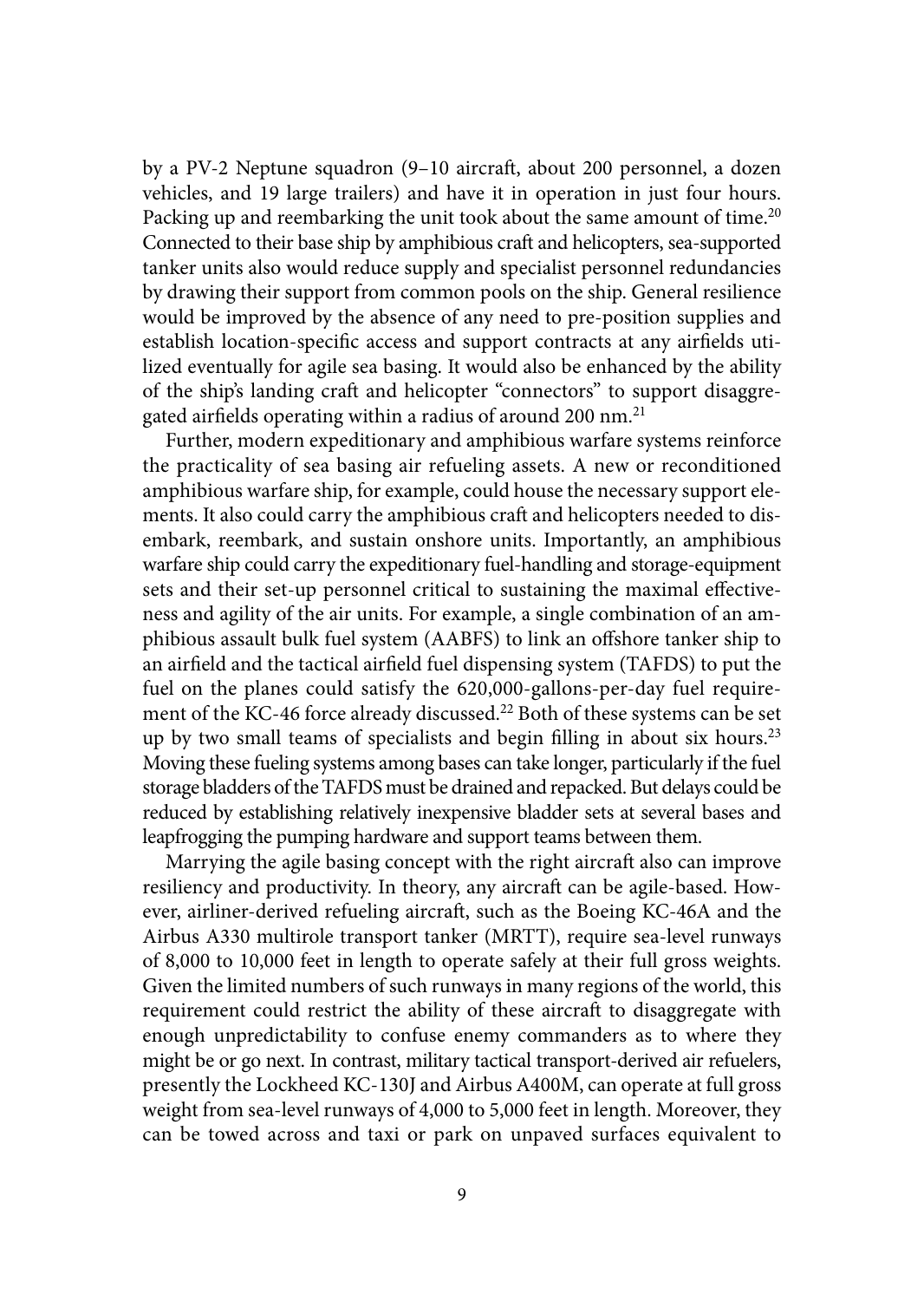by a PV-2 Neptune squadron (9–10 aircraft, about 200 personnel, a dozen vehicles, and 19 large trailers) and have it in operation in just four hours. Packing up and reembarking the unit took about the same amount of time.[20] Connected to their base ship by amphibious craft and helicopters, sea-supported tanker units also would reduce supply and specialist personnel redundancies by drawing their support from common pools on the ship. General resilience would be improved by the absence of any need to pre-position supplies and establish location-specific access and support contracts at any airfields utilized eventually for agile sea basing. It would also be enhanced by the ability of the ship's landing craft and helicopter "connectors" to support disaggregated airfields operating within a radius of around 200 nm.[21]

Further, modern expeditionary and amphibious warfare systems reinforce the practicality of sea basing air refueling assets. A new or reconditioned amphibious warfare ship, for example, could house the necessary support elements. It also could carry the amphibious craft and helicopters needed to disembark, reembark, and sustain onshore units. Importantly, an amphibious warfare ship could carry the expeditionary fuel-handling and storage-equipment sets and their set-up personnel critical to sustaining the maximal effectiveness and agility of the air units. For example, a single combination of an amphibious assault bulk fuel system (AABFS) to link an offshore tanker ship to an airfield and the tactical airfield fuel dispensing system (TAFDS) to put the fuel on the planes could satisfy the 620,000-gallons-per-day fuel requirement of the KC-46 force already discussed.[22] Both of these systems can be set up by two small teams of specialists and begin filling in about six hours.[23] Moving these fueling systems among bases can take longer, particularly if the fuel storage bladders of the TAFDS must be drained and repacked. But delays could be reduced by establishing relatively inexpensive bladder sets at several bases and leapfrogging the pumping hardware and support teams between them.

Marrying the agile basing concept with the right aircraft also can improve resiliency and productivity. In theory, any aircraft can be agile-based. However, airliner-derived refueling aircraft, such as the Boeing KC-46A and the Airbus A330 multirole transport tanker (MRTT), require sea-level runways of 8,000 to 10,000 feet in length to operate safely at their full gross weights. Given the limited numbers of such runways in many regions of the world, this requirement could restrict the ability of these aircraft to disaggregate with enough unpredictability to confuse enemy commanders as to where they might be or go next. In contrast, military tactical transport-derived air refuelers, presently the Lockheed KC-130J and Airbus A400M, can operate at full gross weight from sea-level runways of 4,000 to 5,000 feet in length. Moreover, they can be towed across and taxi or park on unpaved surfaces equivalent to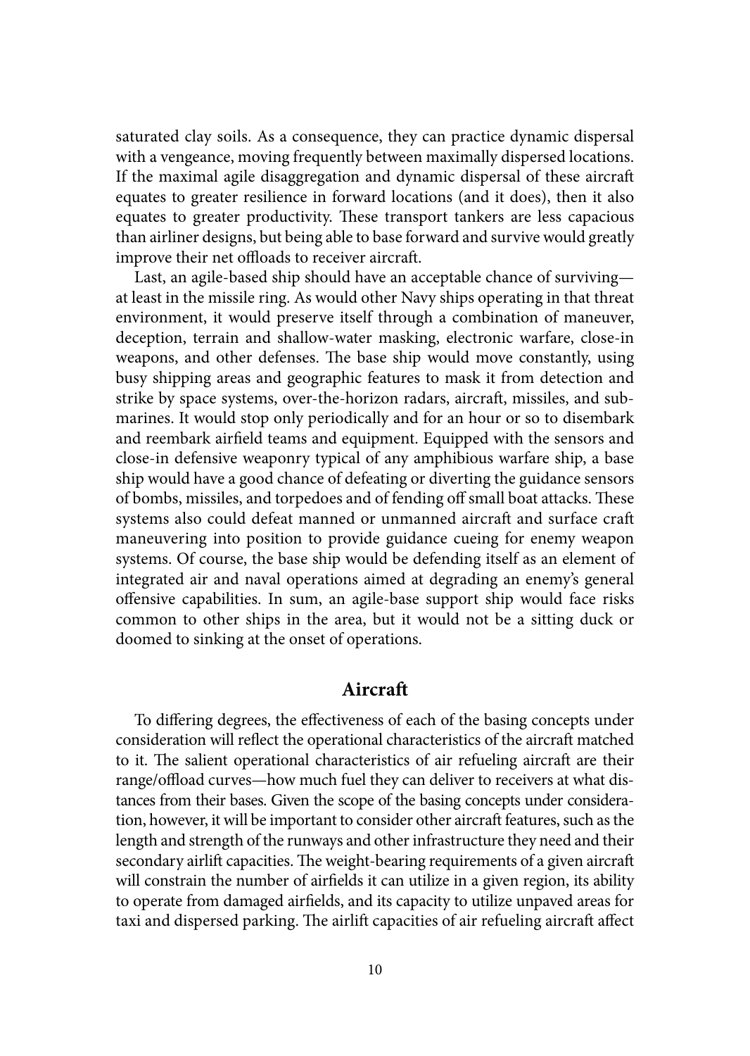saturated clay soils. As a consequence, they can practice dynamic dispersal with a vengeance, moving frequently between maximally dispersed locations. If the maximal agile disaggregation and dynamic dispersal of these aircraft equates to greater resilience in forward locations (and it does), then it also equates to greater productivity. These transport tankers are less capacious than airliner designs, but being able to base forward and survive would greatly improve their net offloads to receiver aircraft.

Last, an agile-based ship should have an acceptable chance of surviving—at least in the missile ring. As would other Navy ships operating in that threat environment, it would preserve itself through a combination of maneuver, deception, terrain and shallow-water masking, electronic warfare, close-in weapons, and other defenses. The base ship would move constantly, using busy shipping areas and geographic features to mask it from detection and strike by space systems, over-the-horizon radars, aircraft, missiles, and submarines. It would stop only periodically and for an hour or so to disembark and reembark airfield teams and equipment. Equipped with the sensors and close-in defensive weaponry typical of any amphibious warfare ship, a base ship would have a good chance of defeating or diverting the guidance sensors of bombs, missiles, and torpedoes and of fending off small boat attacks. These systems also could defeat manned or unmanned aircraft and surface craft maneuvering into position to provide guidance cueing for enemy weapon systems. Of course, the base ship would be defending itself as an element of integrated air and naval operations aimed at degrading an enemy's general offensive capabilities. In sum, an agile-base support ship would face risks common to other ships in the area, but it would not be a sitting duck or doomed to sinking at the onset of operations.

## Aircraft

To differing degrees, the effectiveness of each of the basing concepts under consideration will reflect the operational characteristics of the aircraft matched to it. The salient operational characteristics of air refueling aircraft are their range/offload curves—how much fuel they can deliver to receivers at what distances from their bases. Given the scope of the basing concepts under consideration, however, it will be important to consider other aircraft features, such as the length and strength of the runways and other infrastructure they need and their secondary airlift capacities. The weight-bearing requirements of a given aircraft will constrain the number of airfields it can utilize in a given region, its ability to operate from damaged airfields, and its capacity to utilize unpaved areas for taxi and dispersed parking. The airlift capacities of air refueling aircraft affect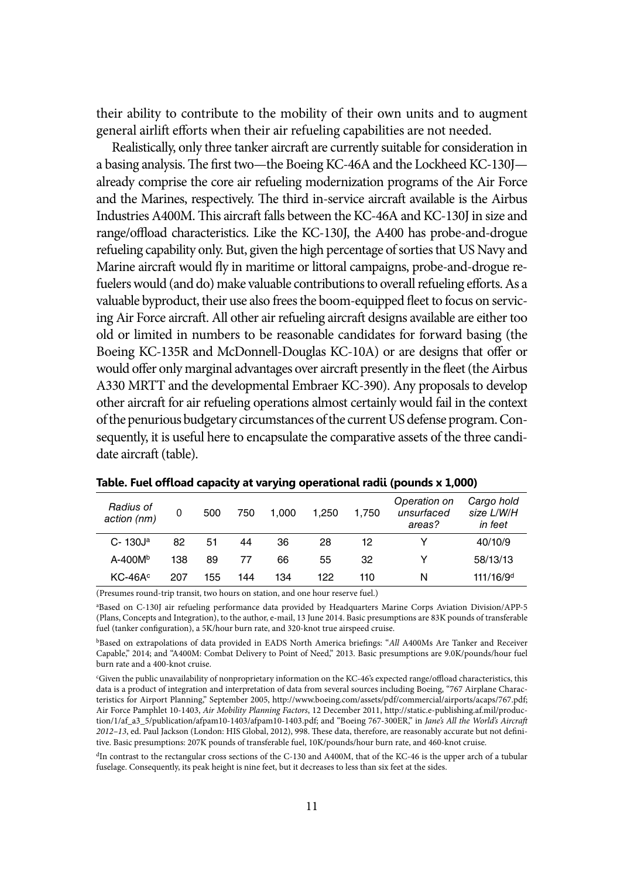their ability to contribute to the mobility of their own units and to augment general airlift efforts when their air refueling capabilities are not needed.

Realistically, only three tanker aircraft are currently suitable for consideration in a basing analysis. The first two—the Boeing KC-46A and the Lockheed KC-130J—already comprise the core air refueling modernization programs of the Air Force and the Marines, respectively. The third in-service aircraft available is the Airbus Industries A400M. This aircraft falls between the KC-46A and KC-130J in size and range/offload characteristics. Like the KC-130J, the A400 has probe-and-drogue refueling capability only. But, given the high percentage of sorties that US Navy and Marine aircraft would fly in maritime or littoral campaigns, probe-and-drogue refuelers would (and do) make valuable contributions to overall refueling efforts. As a valuable byproduct, their use also frees the boom-equipped fleet to focus on servicing Air Force aircraft. All other air refueling aircraft designs available are either too old or limited in numbers to be reasonable candidates for forward basing (the Boeing KC-135R and McDonnell-Douglas KC-10A) or are designs that offer or would offer only marginal advantages over aircraft presently in the fleet (the Airbus A330 MRTT and the developmental Embraer KC-390). Any proposals to develop other aircraft for air refueling operations almost certainly would fail in the context of the penurious budgetary circumstances of the current US defense program. Consequently, it is useful here to encapsulate the comparative assets of the three candidate aircraft (table).

**Table. Fuel offload capacity at varying operational radii (pounds x 1,000)**

| *Radius of action (nm)* | 0 | 500 | 750 | 1,000 | 1,250 | 1,750 | *Operation on unsurfaced areas?* | *Cargo hold size L/W/H in feet* |
|---|---|---|---|---|---|---|---|---|
| C- 130J[a] | 82 | 51 | 44 | 36 | 28 | 12 | Y | 40/10/9 |
| A-400M[b] | 138 | 89 | 77 | 66 | 55 | 32 | Y | 58/13/13 |
| KC-46A[c] | 207 | 155 | 144 | 134 | 122 | 110 | N | 111/16/9[d] |

(Presumes round-trip transit, two hours on station, and one hour reserve fuel.)

[a]Based on C-130J air refueling performance data provided by Headquarters Marine Corps Aviation Division/APP-5 (Plans, Concepts and Integration), to the author, e-mail, 13 June 2014. Basic presumptions are 83K pounds of transferable fuel (tanker configuration), a 5K/hour burn rate, and 320-knot true airspeed cruise.

[b]Based on extrapolations of data provided in EADS North America briefings: "*All* A400Ms Are Tanker and Receiver Capable," 2014; and "A400M: Combat Delivery to Point of Need," 2013. Basic presumptions are 9.0K/pounds/hour fuel burn rate and a 400-knot cruise.

[c]Given the public unavailability of nonproprietary information on the KC-46's expected range/offload characteristics, this data is a product of integration and interpretation of data from several sources including Boeing, "767 Airplane Characteristics for Airport Planning," September 2005, http://www.boeing.com/assets/pdf/commercial/airports/acaps/767.pdf; Air Force Pamphlet 10-1403, *Air Mobility Planning Factors*, 12 December 2011, http://static.e-publishing.af.mil/production/1/af_a3_5/publication/afpam10-1403/afpam10-1403.pdf; and "Boeing 767-300ER," in *Jane's All the World's Aircraft 2012–13*, ed. Paul Jackson (London: HIS Global, 2012), 998. These data, therefore, are reasonably accurate but not definitive. Basic presumptions: 207K pounds of transferable fuel, 10K/pounds/hour burn rate, and 460-knot cruise.

[d]In contrast to the rectangular cross sections of the C-130 and A400M, that of the KC-46 is the upper arch of a tubular fuselage. Consequently, its peak height is nine feet, but it decreases to less than six feet at the sides.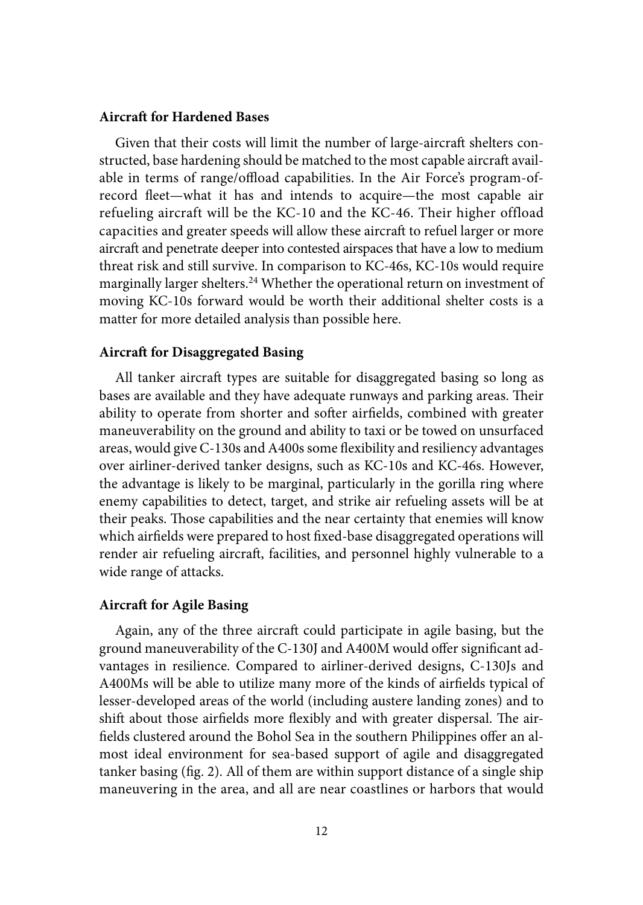### Aircraft for Hardened Bases

Given that their costs will limit the number of large-aircraft shelters constructed, base hardening should be matched to the most capable aircraft available in terms of range/offload capabilities. In the Air Force's program-of-record fleet—what it has and intends to acquire—the most capable air refueling aircraft will be the KC-10 and the KC-46. Their higher offload capacities and greater speeds will allow these aircraft to refuel larger or more aircraft and penetrate deeper into contested airspaces that have a low to medium threat risk and still survive. In comparison to KC-46s, KC-10s would require marginally larger shelters.[24] Whether the operational return on investment of moving KC-10s forward would be worth their additional shelter costs is a matter for more detailed analysis than possible here.

### Aircraft for Disaggregated Basing

All tanker aircraft types are suitable for disaggregated basing so long as bases are available and they have adequate runways and parking areas. Their ability to operate from shorter and softer airfields, combined with greater maneuverability on the ground and ability to taxi or be towed on unsurfaced areas, would give C-130s and A400s some flexibility and resiliency advantages over airliner-derived tanker designs, such as KC-10s and KC-46s. However, the advantage is likely to be marginal, particularly in the gorilla ring where enemy capabilities to detect, target, and strike air refueling assets will be at their peaks. Those capabilities and the near certainty that enemies will know which airfields were prepared to host fixed-base disaggregated operations will render air refueling aircraft, facilities, and personnel highly vulnerable to a wide range of attacks.

### Aircraft for Agile Basing

Again, any of the three aircraft could participate in agile basing, but the ground maneuverability of the C-130J and A400M would offer significant advantages in resilience. Compared to airliner-derived designs, C-130Js and A400Ms will be able to utilize many more of the kinds of airfields typical of lesser-developed areas of the world (including austere landing zones) and to shift about those airfields more flexibly and with greater dispersal. The airfields clustered around the Bohol Sea in the southern Philippines offer an almost ideal environment for sea-based support of agile and disaggregated tanker basing (fig. 2). All of them are within support distance of a single ship maneuvering in the area, and all are near coastlines or harbors that would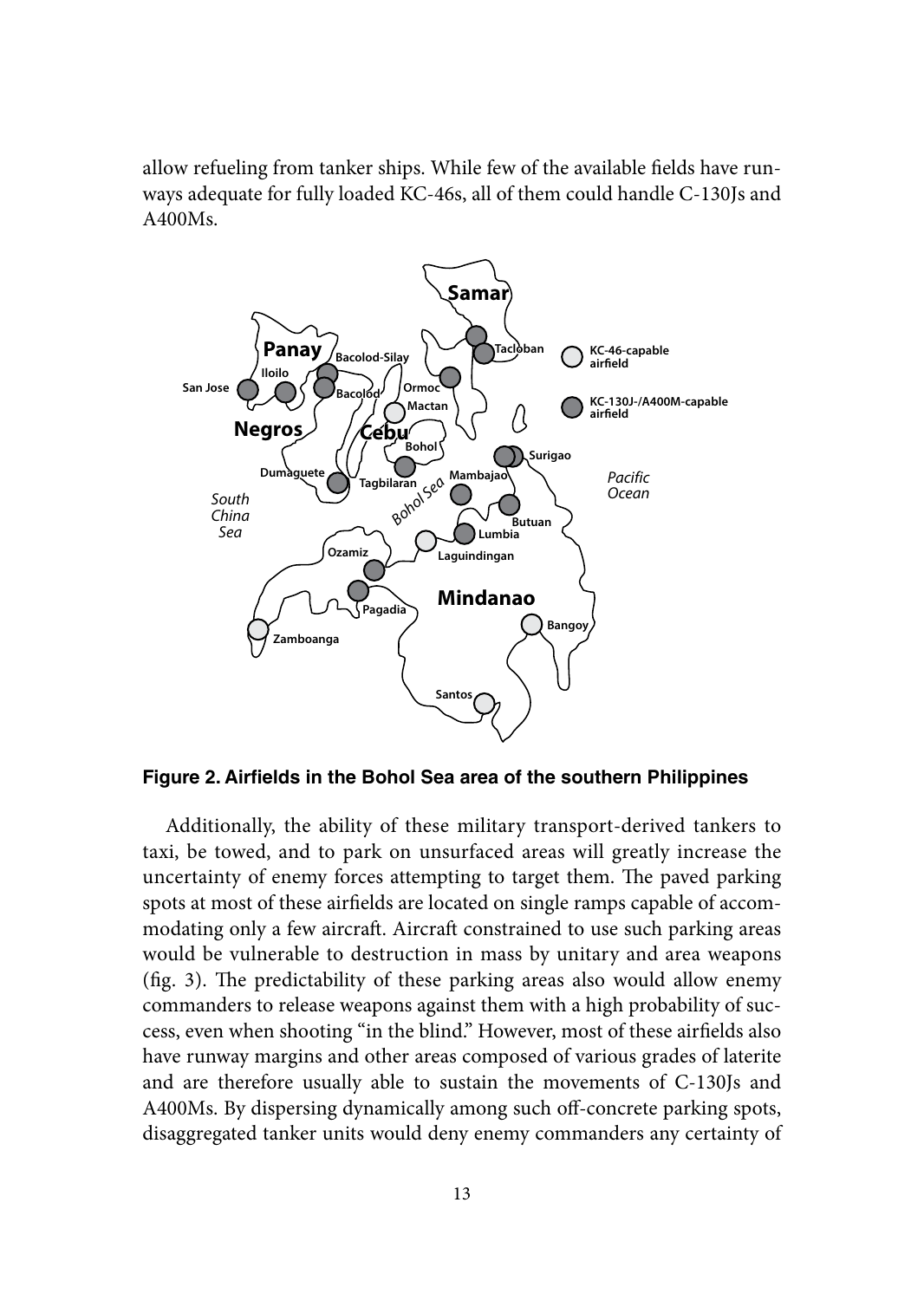allow refueling from tanker ships. While few of the available fields have runways adequate for fully loaded KC-46s, all of them could handle C-130Js and A400Ms.

**Figure 2. Airfields in the Bohol Sea area of the southern Philippines**

Additionally, the ability of these military transport-derived tankers to taxi, be towed, and to park on unsurfaced areas will greatly increase the uncertainty of enemy forces attempting to target them. The paved parking spots at most of these airfields are located on single ramps capable of accommodating only a few aircraft. Aircraft constrained to use such parking areas would be vulnerable to destruction in mass by unitary and area weapons (fig. 3). The predictability of these parking areas also would allow enemy commanders to release weapons against them with a high probability of success, even when shooting "in the blind." However, most of these airfields also have runway margins and other areas composed of various grades of laterite and are therefore usually able to sustain the movements of C-130Js and A400Ms. By dispersing dynamically among such off-concrete parking spots, disaggregated tanker units would deny enemy commanders any certainty of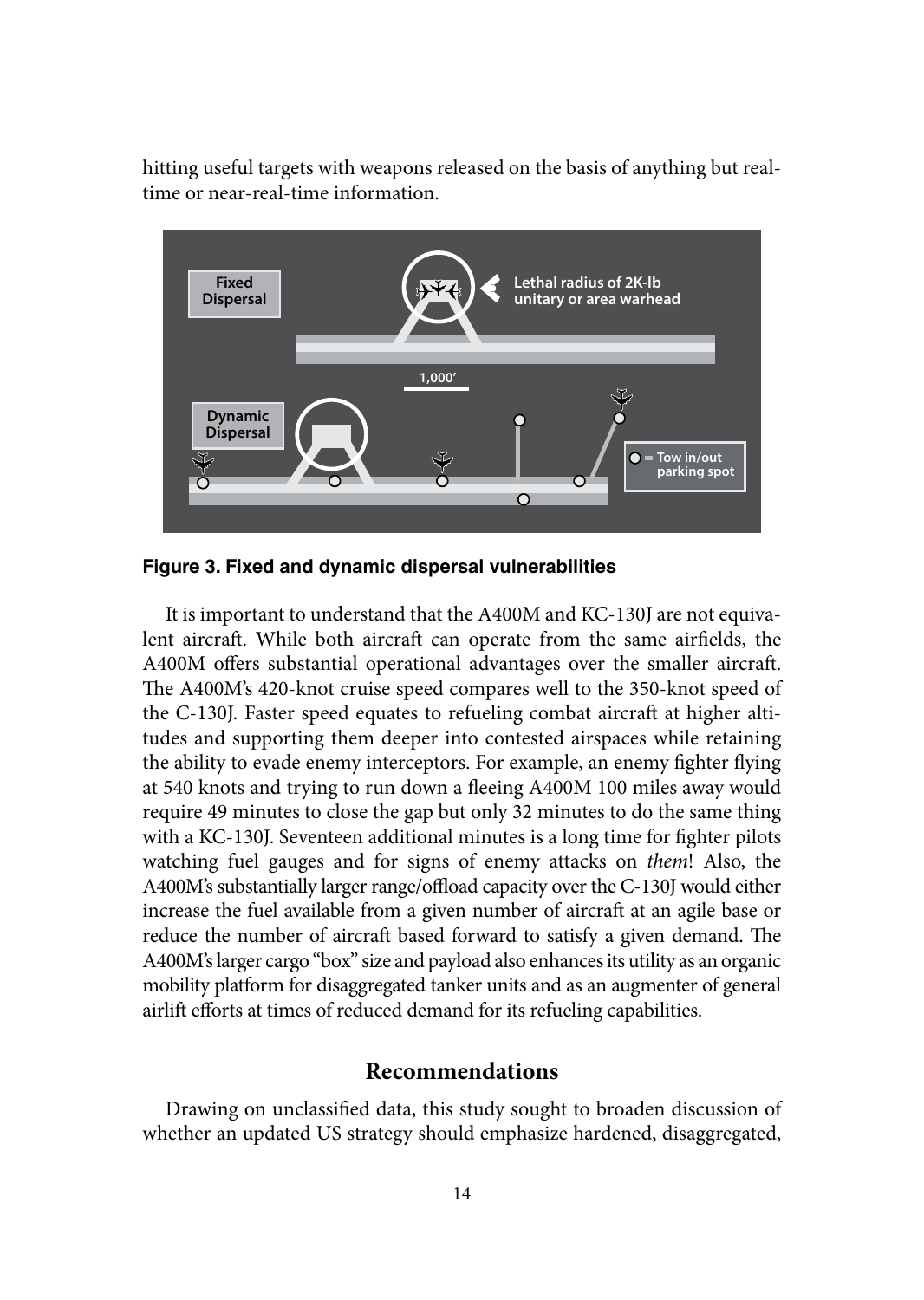hitting useful targets with weapons released on the basis of anything but real-time or near-real-time information.

**Figure 3. Fixed and dynamic dispersal vulnerabilities**

It is important to understand that the A400M and KC-130J are not equivalent aircraft. While both aircraft can operate from the same airfields, the A400M offers substantial operational advantages over the smaller aircraft. The A400M's 420-knot cruise speed compares well to the 350-knot speed of the C-130J. Faster speed equates to refueling combat aircraft at higher altitudes and supporting them deeper into contested airspaces while retaining the ability to evade enemy interceptors. For example, an enemy fighter flying at 540 knots and trying to run down a fleeing A400M 100 miles away would require 49 minutes to close the gap but only 32 minutes to do the same thing with a KC-130J. Seventeen additional minutes is a long time for fighter pilots watching fuel gauges and for signs of enemy attacks on *them*! Also, the A400M's substantially larger range/offload capacity over the C-130J would either increase the fuel available from a given number of aircraft at an agile base or reduce the number of aircraft based forward to satisfy a given demand. The A400M's larger cargo "box" size and payload also enhances its utility as an organic mobility platform for disaggregated tanker units and as an augmenter of general airlift efforts at times of reduced demand for its refueling capabilities.

## Recommendations

Drawing on unclassified data, this study sought to broaden discussion of whether an updated US strategy should emphasize hardened, disaggregated,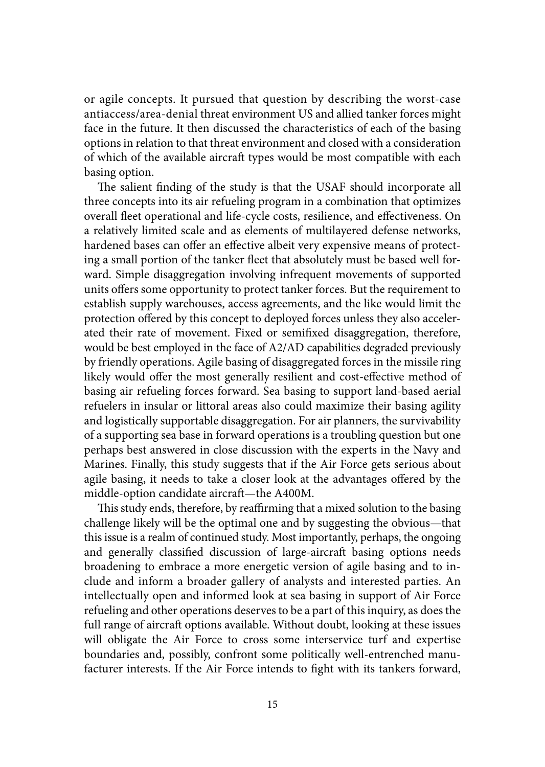or agile concepts. It pursued that question by describing the worst-case antiaccess/area-denial threat environment US and allied tanker forces might face in the future. It then discussed the characteristics of each of the basing options in relation to that threat environment and closed with a consideration of which of the available aircraft types would be most compatible with each basing option.

The salient finding of the study is that the USAF should incorporate all three concepts into its air refueling program in a combination that optimizes overall fleet operational and life-cycle costs, resilience, and effectiveness. On a relatively limited scale and as elements of multilayered defense networks, hardened bases can offer an effective albeit very expensive means of protecting a small portion of the tanker fleet that absolutely must be based well forward. Simple disaggregation involving infrequent movements of supported units offers some opportunity to protect tanker forces. But the requirement to establish supply warehouses, access agreements, and the like would limit the protection offered by this concept to deployed forces unless they also accelerated their rate of movement. Fixed or semifixed disaggregation, therefore, would be best employed in the face of A2/AD capabilities degraded previously by friendly operations. Agile basing of disaggregated forces in the missile ring likely would offer the most generally resilient and cost-effective method of basing air refueling forces forward. Sea basing to support land-based aerial refuelers in insular or littoral areas also could maximize their basing agility and logistically supportable disaggregation. For air planners, the survivability of a supporting sea base in forward operations is a troubling question but one perhaps best answered in close discussion with the experts in the Navy and Marines. Finally, this study suggests that if the Air Force gets serious about agile basing, it needs to take a closer look at the advantages offered by the middle-option candidate aircraft—the A400M.

This study ends, therefore, by reaffirming that a mixed solution to the basing challenge likely will be the optimal one and by suggesting the obvious—that this issue is a realm of continued study. Most importantly, perhaps, the ongoing and generally classified discussion of large-aircraft basing options needs broadening to embrace a more energetic version of agile basing and to include and inform a broader gallery of analysts and interested parties. An intellectually open and informed look at sea basing in support of Air Force refueling and other operations deserves to be a part of this inquiry, as does the full range of aircraft options available. Without doubt, looking at these issues will obligate the Air Force to cross some interservice turf and expertise boundaries and, possibly, confront some politically well-entrenched manufacturer interests. If the Air Force intends to fight with its tankers forward,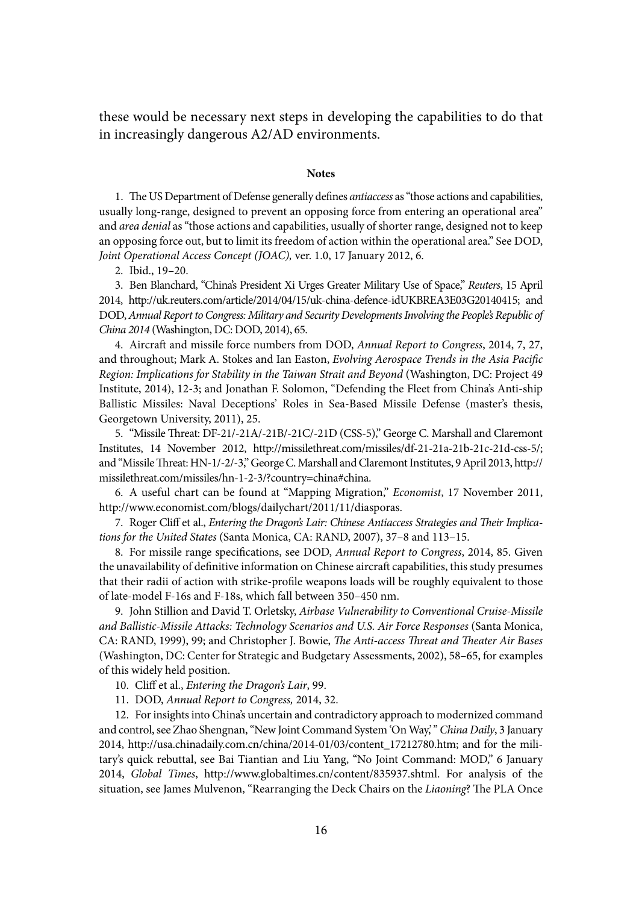these would be necessary next steps in developing the capabilities to do that in increasingly dangerous A2/AD environments.

**Notes**

1. The US Department of Defense generally defines *antiaccess* as "those actions and capabilities, usually long-range, designed to prevent an opposing force from entering an operational area" and *area denial* as "those actions and capabilities, usually of shorter range, designed not to keep an opposing force out, but to limit its freedom of action within the operational area." See DOD, *Joint Operational Access Concept (JOAC),* ver. 1.0, 17 January 2012, 6.

2. Ibid., 19–20.

3. Ben Blanchard, "China's President Xi Urges Greater Military Use of Space," *Reuters*, 15 April 2014, http://uk.reuters.com/article/2014/04/15/uk-china-defence-idUKBREA3E03G20140415; and DOD, *Annual Report to Congress: Military and Security Developments Involving the People's Republic of China 2014* (Washington, DC: DOD, 2014), 65.

4. Aircraft and missile force numbers from DOD, *Annual Report to Congress*, 2014, 7, 27, and throughout; Mark A. Stokes and Ian Easton, *Evolving Aerospace Trends in the Asia Pacific Region: Implications for Stability in the Taiwan Strait and Beyond* (Washington, DC: Project 49 Institute, 2014), 12-3; and Jonathan F. Solomon, "Defending the Fleet from China's Anti-ship Ballistic Missiles: Naval Deceptions' Roles in Sea-Based Missile Defense (master's thesis, Georgetown University, 2011), 25.

5. "Missile Threat: DF-21/-21A/-21B/-21C/-21D (CSS-5)," George C. Marshall and Claremont Institutes, 14 November 2012, http://missilethreat.com/missiles/df-21-21a-21b-21c-21d-css-5/; and "Missile Threat: HN-1/-2/-3," George C. Marshall and Claremont Institutes, 9 April 2013, http://missilethreat.com/missiles/hn-1-2-3/?country=china#china.

6. A useful chart can be found at "Mapping Migration," *Economist*, 17 November 2011, http://www.economist.com/blogs/dailychart/2011/11/diasporas.

7. Roger Cliff et al., *Entering the Dragon's Lair: Chinese Antiaccess Strategies and Their Implications for the United States* (Santa Monica, CA: RAND, 2007), 37–8 and 113–15.

8. For missile range specifications, see DOD, *Annual Report to Congress*, 2014, 85. Given the unavailability of definitive information on Chinese aircraft capabilities, this study presumes that their radii of action with strike-profile weapons loads will be roughly equivalent to those of late-model F-16s and F-18s, which fall between 350–450 nm.

9. John Stillion and David T. Orletsky, *Airbase Vulnerability to Conventional Cruise-Missile and Ballistic-Missile Attacks: Technology Scenarios and U.S. Air Force Responses* (Santa Monica, CA: RAND, 1999), 99; and Christopher J. Bowie, *The Anti-access Threat and Theater Air Bases* (Washington, DC: Center for Strategic and Budgetary Assessments, 2002), 58–65, for examples of this widely held position.

10. Cliff et al., *Entering the Dragon's Lair*, 99.

11. DOD, *Annual Report to Congress,* 2014, 32.

12. For insights into China's uncertain and contradictory approach to modernized command and control, see Zhao Shengnan, "New Joint Command System 'On Way,' " *China Daily*, 3 January 2014, http://usa.chinadaily.com.cn/china/2014-01/03/content_17212780.htm; and for the military's quick rebuttal, see Bai Tiantian and Liu Yang, "No Joint Command: MOD," 6 January 2014, *Global Times*, http://www.globaltimes.cn/content/835937.shtml. For analysis of the situation, see James Mulvenon, "Rearranging the Deck Chairs on the *Liaoning*? The PLA Once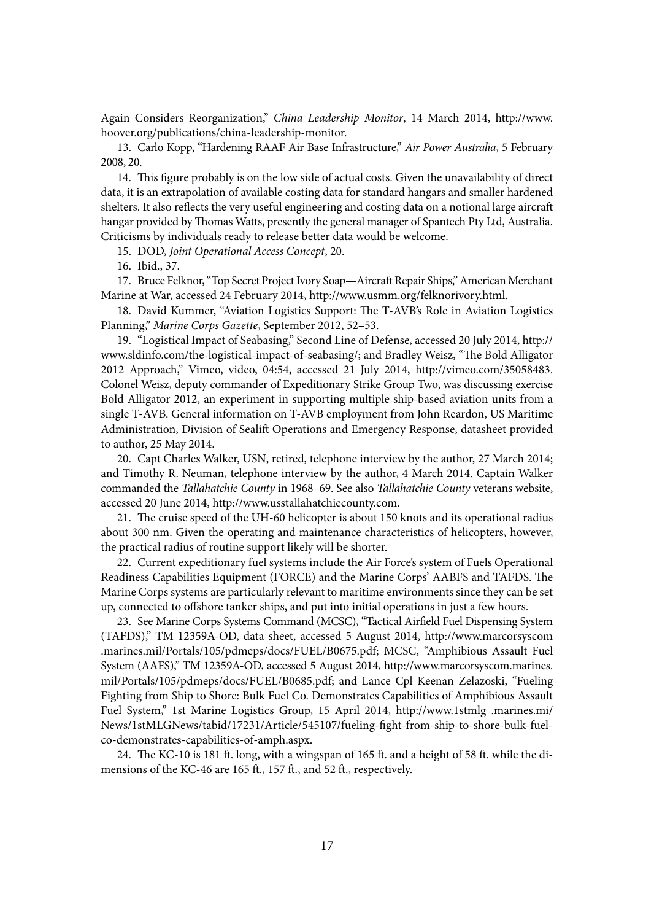Again Considers Reorganization," *China Leadership Monitor*, 14 March 2014, http://www.hoover.org/publications/china-leadership-monitor.

13. Carlo Kopp, "Hardening RAAF Air Base Infrastructure," *Air Power Australia*, 5 February 2008, 20.

14. This figure probably is on the low side of actual costs. Given the unavailability of direct data, it is an extrapolation of available costing data for standard hangars and smaller hardened shelters. It also reflects the very useful engineering and costing data on a notional large aircraft hangar provided by Thomas Watts, presently the general manager of Spantech Pty Ltd, Australia. Criticisms by individuals ready to release better data would be welcome.

15. DOD, *Joint Operational Access Concept*, 20.

16. Ibid., 37.

17. Bruce Felknor, "Top Secret Project Ivory Soap—Aircraft Repair Ships," American Merchant Marine at War, accessed 24 February 2014, http://www.usmm.org/felknorivory.html.

18. David Kummer, "Aviation Logistics Support: The T-AVB's Role in Aviation Logistics Planning," *Marine Corps Gazette*, September 2012, 52–53.

19. "Logistical Impact of Seabasing," Second Line of Defense, accessed 20 July 2014, http://www.sldinfo.com/the-logistical-impact-of-seabasing/; and Bradley Weisz, "The Bold Alligator 2012 Approach," Vimeo, video, 04:54, accessed 21 July 2014, http://vimeo.com/35058483. Colonel Weisz, deputy commander of Expeditionary Strike Group Two, was discussing exercise Bold Alligator 2012, an experiment in supporting multiple ship-based aviation units from a single T-AVB. General information on T-AVB employment from John Reardon, US Maritime Administration, Division of Sealift Operations and Emergency Response, datasheet provided to author, 25 May 2014.

20. Capt Charles Walker, USN, retired, telephone interview by the author, 27 March 2014; and Timothy R. Neuman, telephone interview by the author, 4 March 2014. Captain Walker commanded the *Tallahatchie County* in 1968–69. See also *Tallahatchie County* veterans website, accessed 20 June 2014, http://www.usstallahatchiecounty.com.

21. The cruise speed of the UH-60 helicopter is about 150 knots and its operational radius about 300 nm. Given the operating and maintenance characteristics of helicopters, however, the practical radius of routine support likely will be shorter.

22. Current expeditionary fuel systems include the Air Force's system of Fuels Operational Readiness Capabilities Equipment (FORCE) and the Marine Corps' AABFS and TAFDS. The Marine Corps systems are particularly relevant to maritime environments since they can be set up, connected to offshore tanker ships, and put into initial operations in just a few hours.

23. See Marine Corps Systems Command (MCSC), "Tactical Airfield Fuel Dispensing System (TAFDS)," TM 12359A-OD, data sheet, accessed 5 August 2014, http://www.marcorsyscom.marines.mil/Portals/105/pdmeps/docs/FUEL/B0675.pdf; MCSC, "Amphibious Assault Fuel System (AAFS)," TM 12359A-OD, accessed 5 August 2014, http://www.marcorsyscom.marines.mil/Portals/105/pdmeps/docs/FUEL/B0685.pdf; and Lance Cpl Keenan Zelazoski, "Fueling Fighting from Ship to Shore: Bulk Fuel Co. Demonstrates Capabilities of Amphibious Assault Fuel System," 1st Marine Logistics Group, 15 April 2014, http://www.1stmlg.marines.mi/News/1stMLGNews/tabid/17231/Article/545107/fueling-fight-from-ship-to-shore-bulk-fuel-co-demonstrates-capabilities-of-amph.aspx.

24. The KC-10 is 181 ft. long, with a wingspan of 165 ft. and a height of 58 ft. while the dimensions of the KC-46 are 165 ft., 157 ft., and 52 ft., respectively.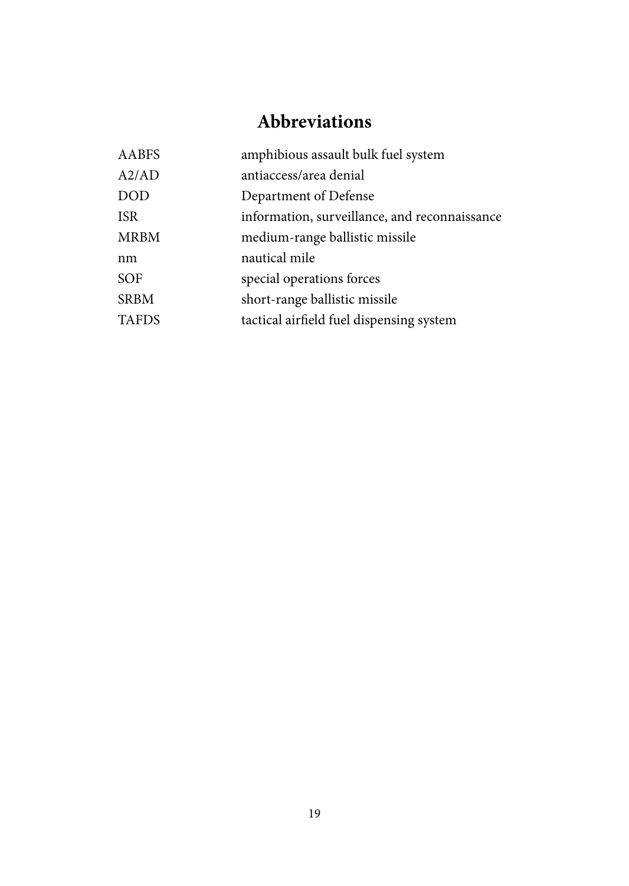# Abbreviations

| | |
|---|---|
| AABFS | amphibious assault bulk fuel system |
| A2/AD | antiaccess/area denial |
| DOD | Department of Defense |
| ISR | information, surveillance, and reconnaissance |
| MRBM | medium-range ballistic missile |
| nm | nautical mile |
| SOF | special operations forces |
| SRBM | short-range ballistic missile |
| TAFDS | tactical airfield fuel dispensing system |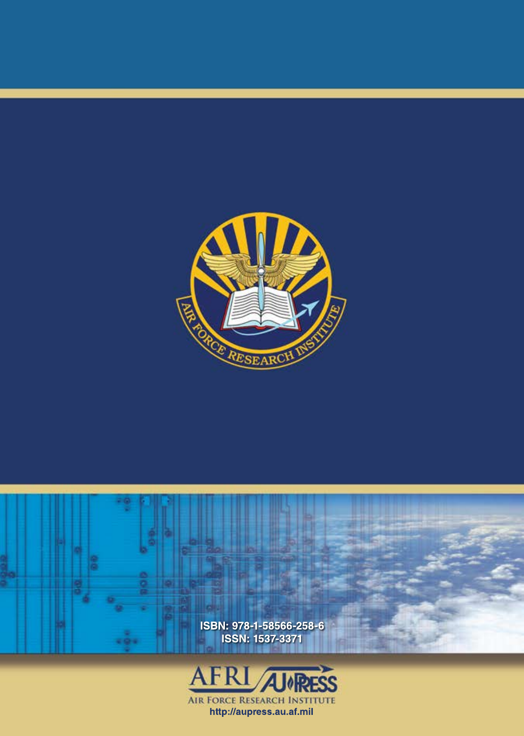ISBN: 978-1-58566-258-6
ISSN: 1537-3371

AFRI AU PRESS

AIR FORCE RESEARCH INSTITUTE

http://aupress.au.af.mil